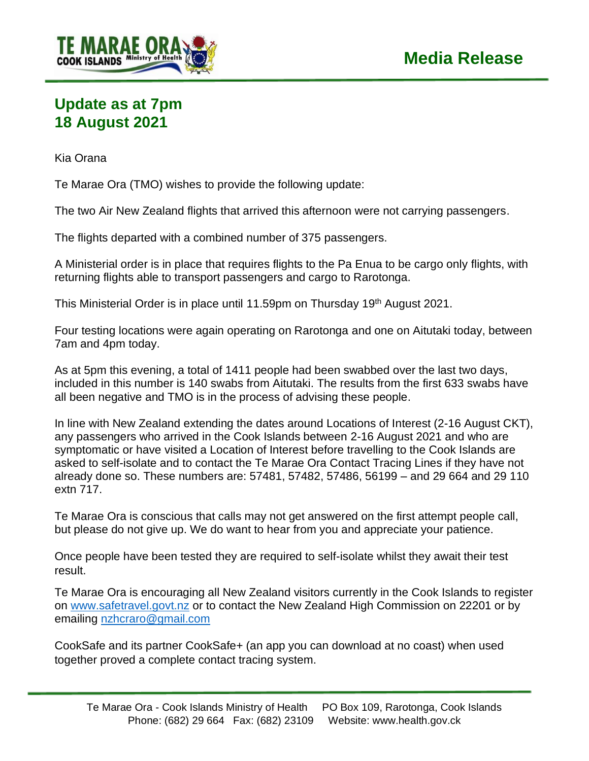**Media Release**

## Update as at 7pm
## 18 August 2021

Kia Orana

Te Marae Ora (TMO) wishes to provide the following update:

The two Air New Zealand flights that arrived this afternoon were not carrying passengers.

The flights departed with a combined number of 375 passengers.

A Ministerial order is in place that requires flights to the Pa Enua to be cargo only flights, with returning flights able to transport passengers and cargo to Rarotonga.

This Ministerial Order is in place until 11.59pm on Thursday 19th August 2021.

Four testing locations were again operating on Rarotonga and one on Aitutaki today, between 7am and 4pm today.

As at 5pm this evening, a total of 1411 people had been swabbed over the last two days, included in this number is 140 swabs from Aitutaki. The results from the first 633 swabs have all been negative and TMO is in the process of advising these people.

In line with New Zealand extending the dates around Locations of Interest (2-16 August CKT), any passengers who arrived in the Cook Islands between 2-16 August 2021 and who are symptomatic or have visited a Location of Interest before travelling to the Cook Islands are asked to self-isolate and to contact the Te Marae Ora Contact Tracing Lines if they have not already done so. These numbers are: 57481, 57482, 57486, 56199 – and 29 664 and 29 110 extn 717.

Te Marae Ora is conscious that calls may not get answered on the first attempt people call, but please do not give up. We do want to hear from you and appreciate your patience.

Once people have been tested they are required to self-isolate whilst they await their test result.

Te Marae Ora is encouraging all New Zealand visitors currently in the Cook Islands to register on www.safetravel.govt.nz or to contact the New Zealand High Commission on 22201 or by emailing nzhcraro@gmail.com

CookSafe and its partner CookSafe+ (an app you can download at no coast) when used together proved a complete contact tracing system.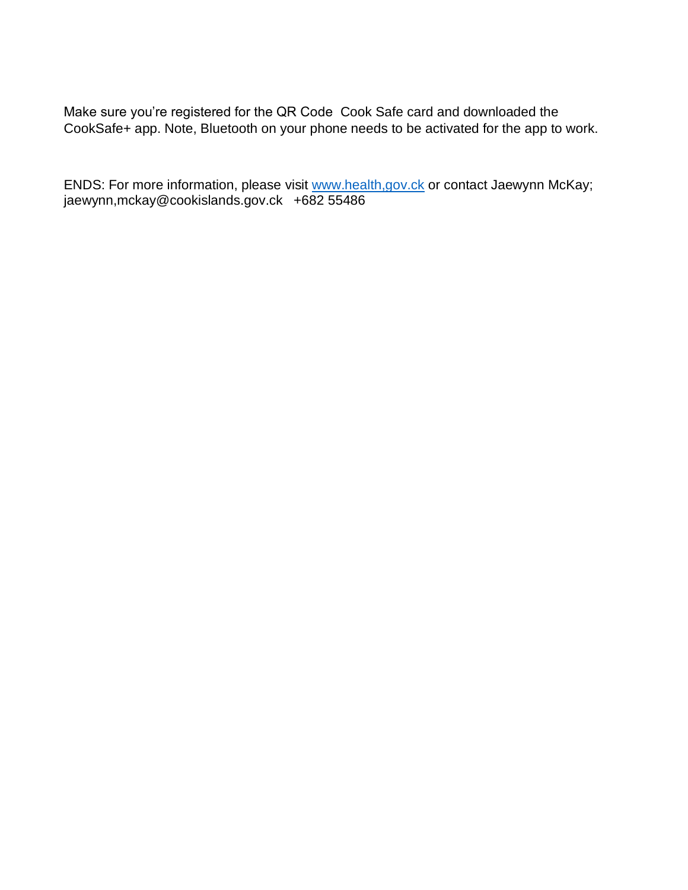Make sure you're registered for the QR Code  Cook Safe card and downloaded the CookSafe+ app. Note, Bluetooth on your phone needs to be activated for the app to work.

ENDS: For more information, please visit [www.health,gov.ck](www.health,gov.ck) or contact Jaewynn McKay; jaewynn,mckay@cookislands.gov.ck   +682 55486